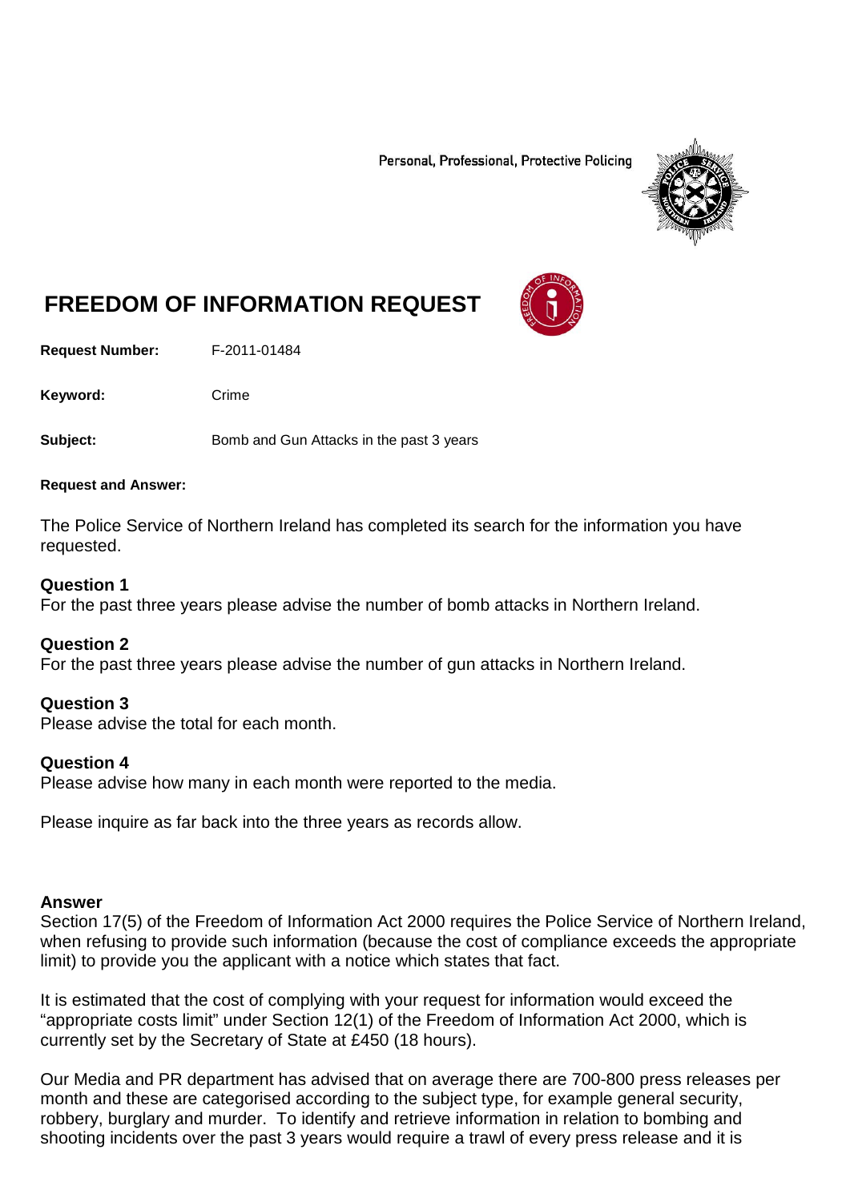Personal, Professional, Protective Policing

# FREEDOM OF INFORMATION REQUEST

**Request Number:** F-2011-01484

**Keyword:** Crime

**Subject:** Bomb and Gun Attacks in the past 3 years

**Request and Answer:**

The Police Service of Northern Ireland has completed its search for the information you have requested.

**Question 1**
For the past three years please advise the number of bomb attacks in Northern Ireland.

**Question 2**
For the past three years please advise the number of gun attacks in Northern Ireland.

**Question 3**
Please advise the total for each month.

**Question 4**
Please advise how many in each month were reported to the media.

Please inquire as far back into the three years as records allow.

**Answer**
Section 17(5) of the Freedom of Information Act 2000 requires the Police Service of Northern Ireland, when refusing to provide such information (because the cost of compliance exceeds the appropriate limit) to provide you the applicant with a notice which states that fact.

It is estimated that the cost of complying with your request for information would exceed the "appropriate costs limit" under Section 12(1) of the Freedom of Information Act 2000, which is currently set by the Secretary of State at £450 (18 hours).

Our Media and PR department has advised that on average there are 700-800 press releases per month and these are categorised according to the subject type, for example general security, robbery, burglary and murder. To identify and retrieve information in relation to bombing and shooting incidents over the past 3 years would require a trawl of every press release and it is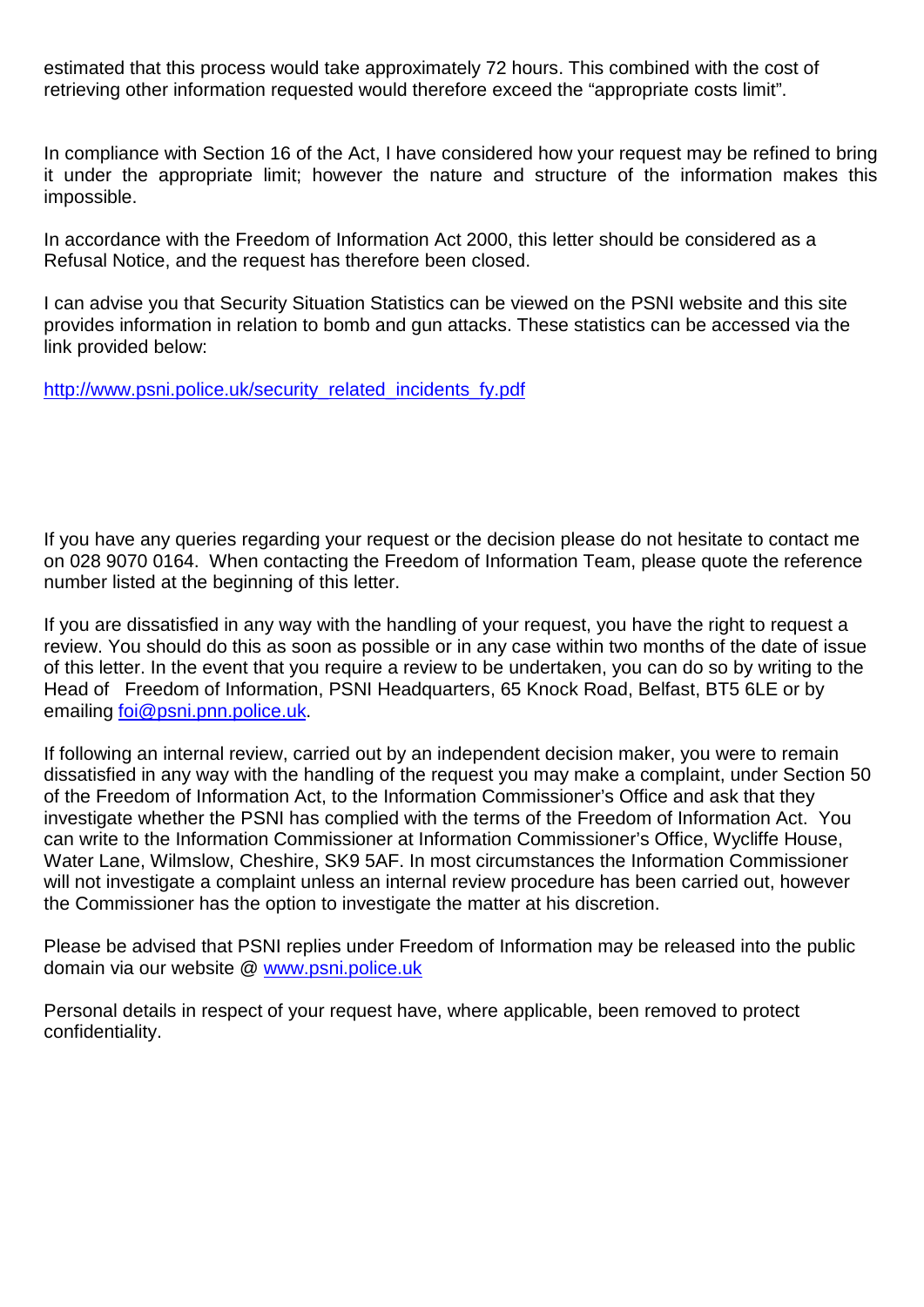estimated that this process would take approximately 72 hours. This combined with the cost of retrieving other information requested would therefore exceed the "appropriate costs limit".

In compliance with Section 16 of the Act, I have considered how your request may be refined to bring it under the appropriate limit; however the nature and structure of the information makes this impossible.

In accordance with the Freedom of Information Act 2000, this letter should be considered as a Refusal Notice, and the request has therefore been closed.

I can advise you that Security Situation Statistics can be viewed on the PSNI website and this site provides information in relation to bomb and gun attacks. These statistics can be accessed via the link provided below:

[http://www.psni.police.uk/security_related_incidents_fy.pdf](http://www.psni.police.uk/security_related_incidents_fy.pdf)

If you have any queries regarding your request or the decision please do not hesitate to contact me on 028 9070 0164. When contacting the Freedom of Information Team, please quote the reference number listed at the beginning of this letter.

If you are dissatisfied in any way with the handling of your request, you have the right to request a review. You should do this as soon as possible or in any case within two months of the date of issue of this letter. In the event that you require a review to be undertaken, you can do so by writing to the Head of Freedom of Information, PSNI Headquarters, 65 Knock Road, Belfast, BT5 6LE or by emailing [foi@psni.pnn.police.uk](mailto:foi@psni.pnn.police.uk).

If following an internal review, carried out by an independent decision maker, you were to remain dissatisfied in any way with the handling of the request you may make a complaint, under Section 50 of the Freedom of Information Act, to the Information Commissioner's Office and ask that they investigate whether the PSNI has complied with the terms of the Freedom of Information Act. You can write to the Information Commissioner at Information Commissioner's Office, Wycliffe House, Water Lane, Wilmslow, Cheshire, SK9 5AF. In most circumstances the Information Commissioner will not investigate a complaint unless an internal review procedure has been carried out, however the Commissioner has the option to investigate the matter at his discretion.

Please be advised that PSNI replies under Freedom of Information may be released into the public domain via our website @ [www.psni.police.uk](http://www.psni.police.uk)

Personal details in respect of your request have, where applicable, been removed to protect confidentiality.